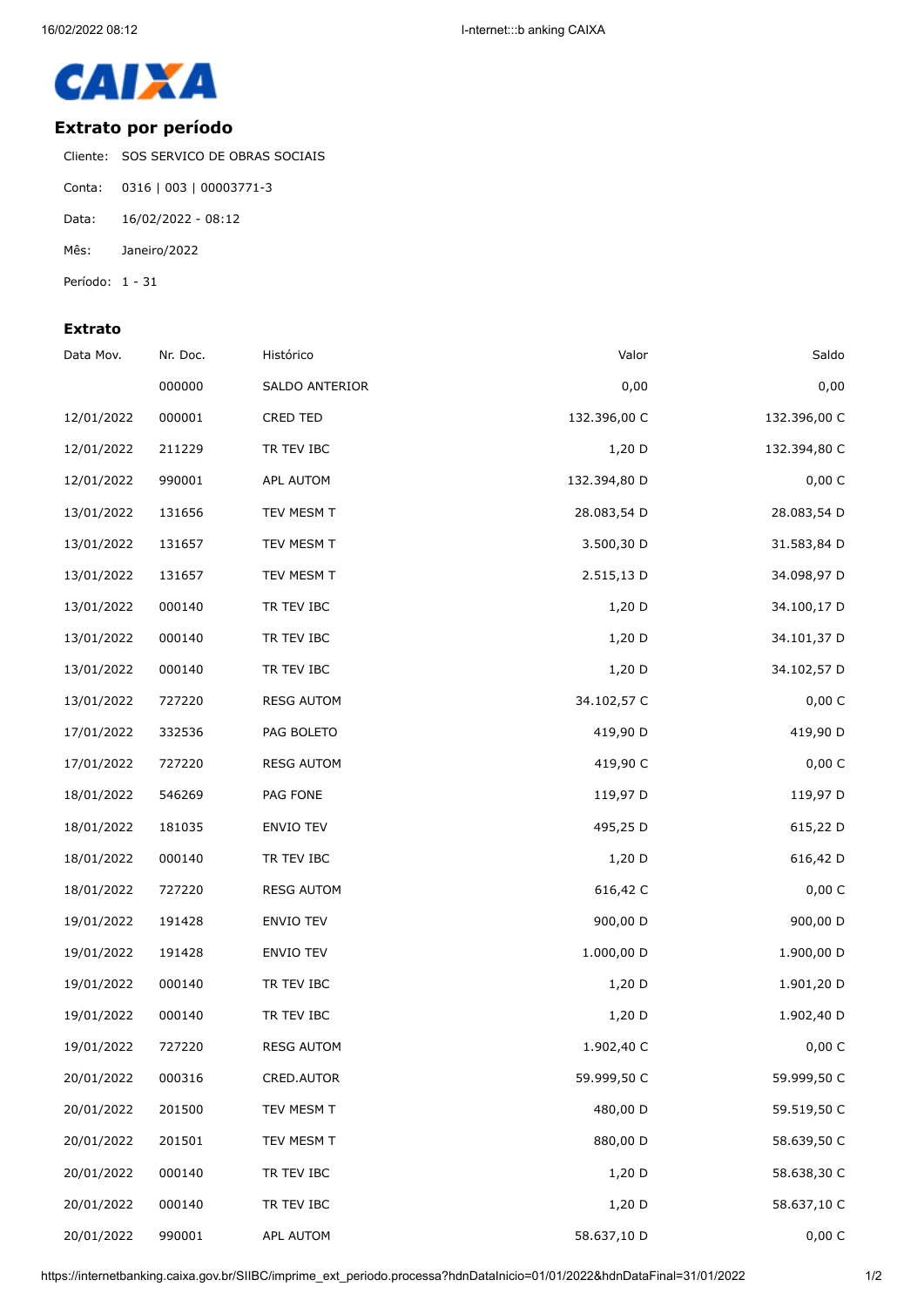CAIXA

## Extrato por período

Cliente: SOS SERVICO DE OBRAS SOCIAIS

Conta: 0316 | 003 | 00003771-3

Data: 16/02/2022 - 08:12

Mês: Janeiro/2022

Período: 1 - 31

### Extrato

| Data Mov. | Nr. Doc. | Histórico | Valor | Saldo |
|---|---|---|---|---|
| | 000000 | SALDO ANTERIOR | 0,00 | 0,00 |
| 12/01/2022 | 000001 | CRED TED | 132.396,00 C | 132.396,00 C |
| 12/01/2022 | 211229 | TR TEV IBC | 1,20 D | 132.394,80 C |
| 12/01/2022 | 990001 | APL AUTOM | 132.394,80 D | 0,00 C |
| 13/01/2022 | 131656 | TEV MESM T | 28.083,54 D | 28.083,54 D |
| 13/01/2022 | 131657 | TEV MESM T | 3.500,30 D | 31.583,84 D |
| 13/01/2022 | 131657 | TEV MESM T | 2.515,13 D | 34.098,97 D |
| 13/01/2022 | 000140 | TR TEV IBC | 1,20 D | 34.100,17 D |
| 13/01/2022 | 000140 | TR TEV IBC | 1,20 D | 34.101,37 D |
| 13/01/2022 | 000140 | TR TEV IBC | 1,20 D | 34.102,57 D |
| 13/01/2022 | 727220 | RESG AUTOM | 34.102,57 C | 0,00 C |
| 17/01/2022 | 332536 | PAG BOLETO | 419,90 D | 419,90 D |
| 17/01/2022 | 727220 | RESG AUTOM | 419,90 C | 0,00 C |
| 18/01/2022 | 546269 | PAG FONE | 119,97 D | 119,97 D |
| 18/01/2022 | 181035 | ENVIO TEV | 495,25 D | 615,22 D |
| 18/01/2022 | 000140 | TR TEV IBC | 1,20 D | 616,42 D |
| 18/01/2022 | 727220 | RESG AUTOM | 616,42 C | 0,00 C |
| 19/01/2022 | 191428 | ENVIO TEV | 900,00 D | 900,00 D |
| 19/01/2022 | 191428 | ENVIO TEV | 1.000,00 D | 1.900,00 D |
| 19/01/2022 | 000140 | TR TEV IBC | 1,20 D | 1.901,20 D |
| 19/01/2022 | 000140 | TR TEV IBC | 1,20 D | 1.902,40 D |
| 19/01/2022 | 727220 | RESG AUTOM | 1.902,40 C | 0,00 C |
| 20/01/2022 | 000316 | CRED.AUTOR | 59.999,50 C | 59.999,50 C |
| 20/01/2022 | 201500 | TEV MESM T | 480,00 D | 59.519,50 C |
| 20/01/2022 | 201501 | TEV MESM T | 880,00 D | 58.639,50 C |
| 20/01/2022 | 000140 | TR TEV IBC | 1,20 D | 58.638,30 C |
| 20/01/2022 | 000140 | TR TEV IBC | 1,20 D | 58.637,10 C |
| 20/01/2022 | 990001 | APL AUTOM | 58.637,10 D | 0,00 C |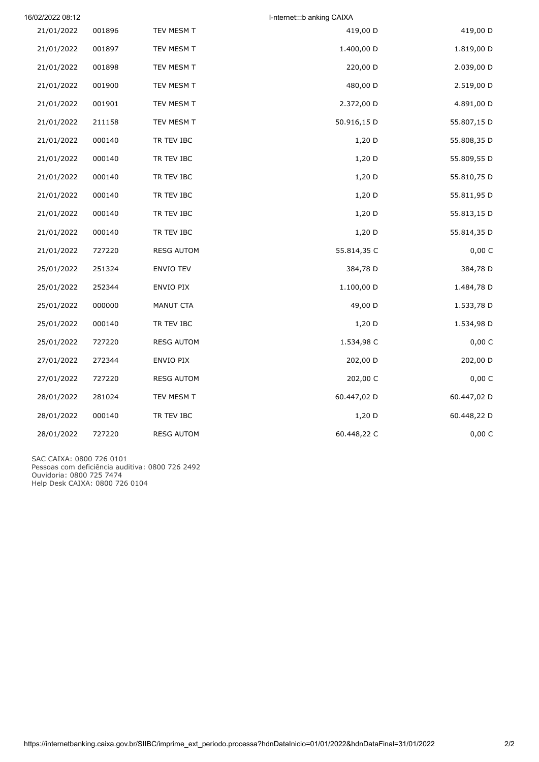| | | | | |
|---|---|---|---|---|
| 21/01/2022 | 001896 | TEV MESM T | 419,00 D | 419,00 D |
| 21/01/2022 | 001897 | TEV MESM T | 1.400,00 D | 1.819,00 D |
| 21/01/2022 | 001898 | TEV MESM T | 220,00 D | 2.039,00 D |
| 21/01/2022 | 001900 | TEV MESM T | 480,00 D | 2.519,00 D |
| 21/01/2022 | 001901 | TEV MESM T | 2.372,00 D | 4.891,00 D |
| 21/01/2022 | 211158 | TEV MESM T | 50.916,15 D | 55.807,15 D |
| 21/01/2022 | 000140 | TR TEV IBC | 1,20 D | 55.808,35 D |
| 21/01/2022 | 000140 | TR TEV IBC | 1,20 D | 55.809,55 D |
| 21/01/2022 | 000140 | TR TEV IBC | 1,20 D | 55.810,75 D |
| 21/01/2022 | 000140 | TR TEV IBC | 1,20 D | 55.811,95 D |
| 21/01/2022 | 000140 | TR TEV IBC | 1,20 D | 55.813,15 D |
| 21/01/2022 | 000140 | TR TEV IBC | 1,20 D | 55.814,35 D |
| 21/01/2022 | 727220 | RESG AUTOM | 55.814,35 C | 0,00 C |
| 25/01/2022 | 251324 | ENVIO TEV | 384,78 D | 384,78 D |
| 25/01/2022 | 252344 | ENVIO PIX | 1.100,00 D | 1.484,78 D |
| 25/01/2022 | 000000 | MANUT CTA | 49,00 D | 1.533,78 D |
| 25/01/2022 | 000140 | TR TEV IBC | 1,20 D | 1.534,98 D |
| 25/01/2022 | 727220 | RESG AUTOM | 1.534,98 C | 0,00 C |
| 27/01/2022 | 272344 | ENVIO PIX | 202,00 D | 202,00 D |
| 27/01/2022 | 727220 | RESG AUTOM | 202,00 C | 0,00 C |
| 28/01/2022 | 281024 | TEV MESM T | 60.447,02 D | 60.447,02 D |
| 28/01/2022 | 000140 | TR TEV IBC | 1,20 D | 60.448,22 D |
| 28/01/2022 | 727220 | RESG AUTOM | 60.448,22 C | 0,00 C |

SAC CAIXA: 0800 726 0101
Pessoas com deficiência auditiva: 0800 726 2492
Ouvidoria: 0800 725 7474
Help Desk CAIXA: 0800 726 0104